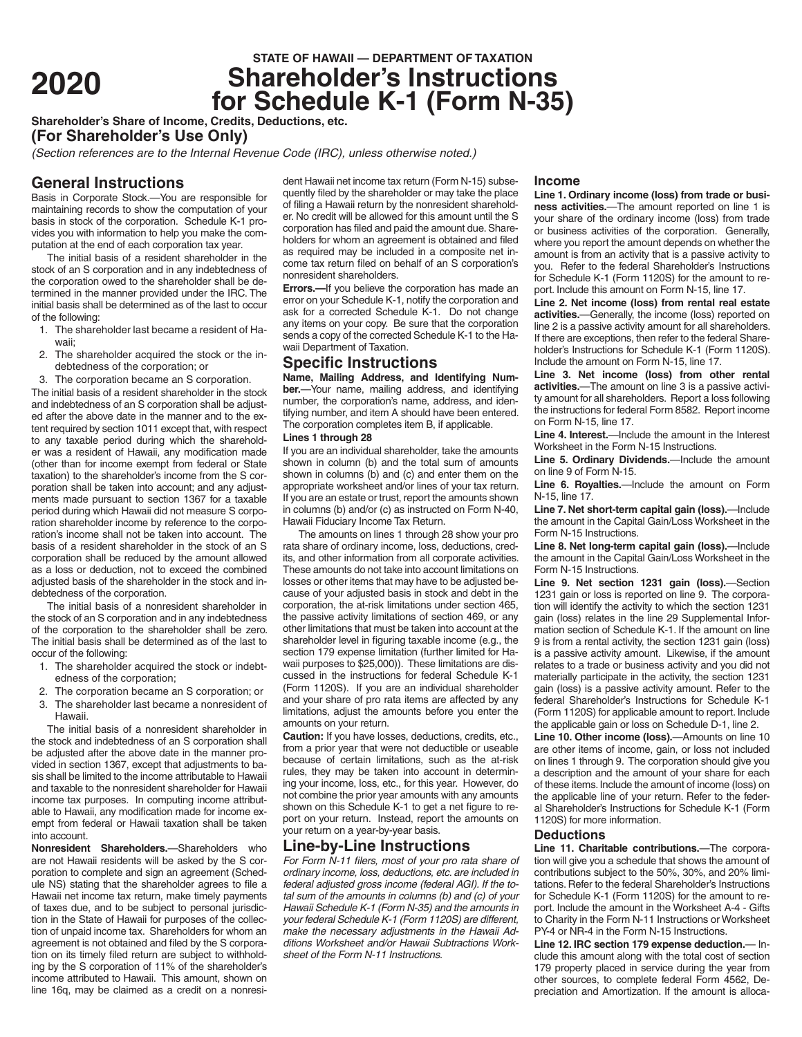**2020**

STATE OF HAWAII — DEPARTMENT OF TAXATION

# Shareholder's Instructions for Schedule K-1 (Form N-35)

**Shareholder's Share of Income, Credits, Deductions, etc.**

**(For Shareholder's Use Only)**

*(Section references are to the Internal Revenue Code (IRC), unless otherwise noted.)*

## General Instructions

Basis in Corporate Stock.—You are responsible for maintaining records to show the computation of your basis in stock of the corporation. Schedule K-1 provides you with information to help you make the computation at the end of each corporation tax year.

The initial basis of a resident shareholder in the stock of an S corporation and in any indebtedness of the corporation owed to the shareholder shall be determined in the manner provided under the IRC. The initial basis shall be determined as of the last to occur of the following:

1. The shareholder last became a resident of Hawaii;
2. The shareholder acquired the stock or the indebtedness of the corporation; or
3. The corporation became an S corporation.

The initial basis of a resident shareholder in the stock and indebtedness of an S corporation shall be adjusted after the above date in the manner and to the extent required by section 1011 except that, with respect to any taxable period during which the shareholder was a resident of Hawaii, any modification made (other than for income exempt from federal or State taxation) to the shareholder's income from the S corporation shall be taken into account; and any adjustments made pursuant to section 1367 for a taxable period during which Hawaii did not measure S corporation shareholder income by reference to the corporation's income shall not be taken into account. The basis of a resident shareholder in the stock of an S corporation shall be reduced by the amount allowed as a loss or deduction, not to exceed the combined adjusted basis of the shareholder in the stock and indebtedness of the corporation.

The initial basis of a nonresident shareholder in the stock of an S corporation and in any indebtedness of the corporation to the shareholder shall be zero. The initial basis shall be determined as of the last to occur of the following:

1. The shareholder acquired the stock or indebtedness of the corporation;
2. The corporation became an S corporation; or
3. The shareholder last became a nonresident of Hawaii.

The initial basis of a nonresident shareholder in the stock and indebtedness of an S corporation shall be adjusted after the above date in the manner provided in section 1367, except that adjustments to basis shall be limited to the income attributable to Hawaii and taxable to the nonresident shareholder for Hawaii income tax purposes. In computing income attributable to Hawaii, any modification made for income exempt from federal or Hawaii taxation shall be taken into account.

**Nonresident Shareholders.**—Shareholders who are not Hawaii residents will be asked by the S corporation to complete and sign an agreement (Schedule NS) stating that the shareholder agrees to file a Hawaii net income tax return, make timely payments of taxes due, and to be subject to personal jurisdiction in the State of Hawaii for purposes of the collection of unpaid income tax. Shareholders for whom an agreement is not obtained and filed by the S corporation on its timely filed return are subject to withholding by the S corporation of 11% of the shareholder's income attributed to Hawaii. This amount, shown on line 16q, may be claimed as a credit on a nonresident Hawaii net income tax return (Form N-15) subsequently filed by the shareholder or may take the place of filing a Hawaii return by the nonresident shareholder. No credit will be allowed for this amount until the S corporation has filed and paid the amount due. Shareholders for whom an agreement is obtained and filed as required may be included in a composite net income tax return filed on behalf of an S corporation's nonresident shareholders.

**Errors.—**If you believe the corporation has made an error on your Schedule K-1, notify the corporation and ask for a corrected Schedule K-1. Do not change any items on your copy. Be sure that the corporation sends a copy of the corrected Schedule K-1 to the Hawaii Department of Taxation.

## Specific Instructions

**Name, Mailing Address, and Identifying Number.**—Your name, mailing address, and identifying number, the corporation's name, address, and identifying number, and item A should have been entered. The corporation completes item B, if applicable.

**Lines 1 through 28**

If you are an individual shareholder, take the amounts shown in column (b) and the total sum of amounts shown in columns (b) and (c) and enter them on the appropriate worksheet and/or lines of your tax return. If you are an estate or trust, report the amounts shown in columns (b) and/or (c) as instructed on Form N-40, Hawaii Fiduciary Income Tax Return.

The amounts on lines 1 through 28 show your pro rata share of ordinary income, loss, deductions, credits, and other information from all corporate activities. These amounts do not take into account limitations on losses or other items that may have to be adjusted because of your adjusted basis in stock and debt in the corporation, the at-risk limitations under section 465, the passive activity limitations of section 469, or any other limitations that must be taken into account at the shareholder level in figuring taxable income (e.g., the section 179 expense limitation (further limited for Hawaii purposes to $25,000)). These limitations are discussed in the instructions for federal Schedule K-1 (Form 1120S). If you are an individual shareholder and your share of pro rata items are affected by any limitations, adjust the amounts before you enter the amounts on your return.

**Caution:** If you have losses, deductions, credits, etc., from a prior year that were not deductible or useable because of certain limitations, such as the at-risk rules, they may be taken into account in determining your income, loss, etc., for this year. However, do not combine the prior year amounts with any amounts shown on this Schedule K-1 to get a net figure to report on your return. Instead, report the amounts on your return on a year-by-year basis.

## Line-by-Line Instructions

*For Form N-11 filers, most of your pro rata share of ordinary income, loss, deductions, etc. are included in federal adjusted gross income (federal AGI). If the total sum of the amounts in columns (b) and (c) of your Hawaii Schedule K-1 (Form N-35) and the amounts in your federal Schedule K-1 (Form 1120S) are different, make the necessary adjustments in the Hawaii Additions Worksheet and/or Hawaii Subtractions Worksheet of the Form N-11 Instructions.*

### Income

**Line 1. Ordinary income (loss) from trade or business activities.**—The amount reported on line 1 is your share of the ordinary income (loss) from trade or business activities of the corporation. Generally, where you report the amount depends on whether the amount is from an activity that is a passive activity to you. Refer to the federal Shareholder's Instructions for Schedule K-1 (Form 1120S) for the amount to report. Include this amount on Form N-15, line 17.

**Line 2. Net income (loss) from rental real estate activities.**—Generally, the income (loss) reported on line 2 is a passive activity amount for all shareholders. If there are exceptions, then refer to the federal Shareholder's Instructions for Schedule K-1 (Form 1120S). Include the amount on Form N-15, line 17.

**Line 3. Net income (loss) from other rental activities.**—The amount on line 3 is a passive activity amount for all shareholders. Report a loss following the instructions for federal Form 8582. Report income on Form N-15, line 17.

**Line 4. Interest.**—Include the amount in the Interest Worksheet in the Form N-15 Instructions.

**Line 5. Ordinary Dividends.**—Include the amount on line 9 of Form N-15.

**Line 6. Royalties.**—Include the amount on Form N-15, line 17.

**Line 7. Net short-term capital gain (loss).**—Include the amount in the Capital Gain/Loss Worksheet in the Form N-15 Instructions.

**Line 8. Net long-term capital gain (loss).**—Include the amount in the Capital Gain/Loss Worksheet in the Form N-15 Instructions.

**Line 9. Net section 1231 gain (loss).**—Section 1231 gain or loss is reported on line 9. The corporation will identify the activity to which the section 1231 gain (loss) relates in the line 29 Supplemental Information section of Schedule K-1. If the amount on line 9 is from a rental activity, the section 1231 gain (loss) is a passive activity amount. Likewise, if the amount relates to a trade or business activity and you did not materially participate in the activity, the section 1231 gain (loss) is a passive activity amount. Refer to the federal Shareholder's Instructions for Schedule K-1 (Form 1120S) for applicable amount to report. Include the applicable gain or loss on Schedule D-1, line 2.

**Line 10. Other income (loss).**—Amounts on line 10 are other items of income, gain, or loss not included on lines 1 through 9. The corporation should give you a description and the amount of your share for each of these items. Include the amount of income (loss) on the applicable line of your return. Refer to the federal Shareholder's Instructions for Schedule K-1 (Form 1120S) for more information.

### Deductions

**Line 11. Charitable contributions.**—The corporation will give you a schedule that shows the amount of contributions subject to the 50%, 30%, and 20% limitations. Refer to the federal Shareholder's Instructions for Schedule K-1 (Form 1120S) for the amount to report. Include the amount in the Worksheet A-4 - Gifts to Charity in the Form N-11 Instructions or Worksheet PY-4 or NR-4 in the Form N-15 Instructions.

**Line 12. IRC section 179 expense deduction.**— Include this amount along with the total cost of section 179 property placed in service during the year from other sources, to complete federal Form 4562, Depreciation and Amortization. If the amount is alloca-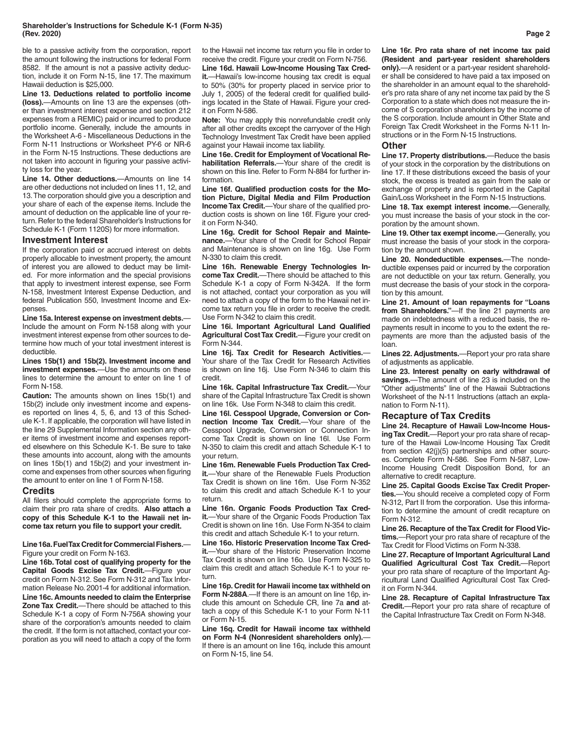ble to a passive activity from the corporation, report the amount following the instructions for federal Form 8582. If the amount is not a passive activity deduction, include it on Form N-15, line 17. The maximum Hawaii deduction is $25,000.

**Line 13. Deductions related to portfolio income (loss).**—Amounts on line 13 are the expenses (other than investment interest expense and section 212 expenses from a REMIC) paid or incurred to produce portfolio income. Generally, include the amounts in the Worksheet A-6 - Miscellaneous Deductions in the Form N-11 Instructions or Worksheet PY-6 or NR-6 in the Form N-15 Instructions. These deductions are not taken into account in figuring your passive activity loss for the year.

**Line 14. Other deductions.**—Amounts on line 14 are other deductions not included on lines 11, 12, and 13. The corporation should give you a description and your share of each of the expense items. Include the amount of deduction on the applicable line of your return. Refer to the federal Shareholder's Instructions for Schedule K-1 (Form 1120S) for more information.

## Investment Interest

If the corporation paid or accrued interest on debts properly allocable to investment property, the amount of interest you are allowed to deduct may be limited. For more information and the special provisions that apply to investment interest expense, see Form N-158, Investment Interest Expense Deduction, and federal Publication 550, Investment Income and Expenses.

**Line 15a. Interest expense on investment debts.**—Include the amount on Form N-158 along with your investment interest expense from other sources to determine how much of your total investment interest is deductible.

**Lines 15b(1) and 15b(2). Investment income and investment expenses.**—Use the amounts on these lines to determine the amount to enter on line 1 of Form N-158.

**Caution:** The amounts shown on lines 15b(1) and 15b(2) include only investment income and expenses reported on lines 4, 5, 6, and 13 of this Schedule K-1. If applicable, the corporation will have listed in the line 29 Supplemental Information section any other items of investment income and expenses reported elsewhere on this Schedule K-1. Be sure to take these amounts into account, along with the amounts on lines 15b(1) and 15b(2) and your investment income and expenses from other sources when figuring the amount to enter on line 1 of Form N-158.

## Credits

All filers should complete the appropriate forms to claim their pro rata share of credits. **Also attach a copy of this Schedule K-1 to the Hawaii net income tax return you file to support your credit.**

**Line 16a. Fuel Tax Credit for Commercial Fishers.**—Figure your credit on Form N-163.

**Line 16b. Total cost of qualifying property for the Capital Goods Excise Tax Credit.**—Figure your credit on Form N-312. See Form N-312 and Tax Information Release No. 2001-4 for additional information.

**Line 16c. Amounts needed to claim the Enterprise Zone Tax Credit.**—There should be attached to this Schedule K-1 a copy of Form N-756A showing your share of the corporation's amounts needed to claim the credit. If the form is not attached, contact your corporation as you will need to attach a copy of the form to the Hawaii net income tax return you file in order to receive the credit. Figure your credit on Form N-756.

**Line 16d. Hawaii Low-Income Housing Tax Credit.**—Hawaii's low-income housing tax credit is equal to 50% (30% for property placed in service prior to July 1, 2005) of the federal credit for qualified buildings located in the State of Hawaii. Figure your credit on Form N-586.

**Note:** You may apply this nonrefundable credit only after all other credits except the carryover of the High Technology Investment Tax Credit have been applied against your Hawaii income tax liability.

**Line 16e. Credit for Employment of Vocational Rehabilitation Referrals.**—Your share of the credit is shown on this line. Refer to Form N-884 for further information.

**Line 16f. Qualified production costs for the Motion Picture, Digital Media and Film Production Income Tax Credit.**—Your share of the qualified production costs is shown on line 16f. Figure your credit on Form N-340.

**Line 16g. Credit for School Repair and Maintenance.**—Your share of the Credit for School Repair and Maintenance is shown on line 16g. Use Form N-330 to claim this credit.

**Line 16h. Renewable Energy Technologies Income Tax Credit.**—There should be attached to this Schedule K-1 a copy of Form N-342A. If the form is not attached, contact your corporation as you will need to attach a copy of the form to the Hawaii net income tax return you file in order to receive the credit. Use Form N-342 to claim this credit.

**Line 16i. Important Agricultural Land Qualified Agricultural Cost Tax Credit.**—Figure your credit on Form N-344.

**Line 16j. Tax Credit for Research Activities.**—Your share of the Tax Credit for Research Activities is shown on line 16j. Use Form N-346 to claim this credit.

**Line 16k. Capital Infrastructure Tax Credit.**—Your share of the Capital Infrastructure Tax Credit is shown on line 16k. Use Form N-348 to claim this credit.

**Line 16l. Cesspool Upgrade, Conversion or Connection Income Tax Credit.**—Your share of the Cesspool Upgrade, Conversion or Connection Income Tax Credit is shown on line 16l. Use Form N-350 to claim this credit and attach Schedule K-1 to your return.

**Line 16m. Renewable Fuels Production Tax Credit.**—Your share of the Renewable Fuels Production Tax Credit is shown on line 16m. Use Form N-352 to claim this credit and attach Schedule K-1 to your return.

**Line 16n. Organic Foods Production Tax Credit.**—Your share of the Organic Foods Production Tax Credit is shown on line 16n. Use Form N-354 to claim this credit and attach Schedule K-1 to your return.

**Line 16o. Historic Preservation Income Tax Credit.**—Your share of the Historic Preservation Income Tax Credit is shown on line 16o. Use Form N-325 to claim this credit and attach Schedule K-1 to your return.

**Line 16p. Credit for Hawaii income tax withheld on Form N-288A.**—If there is an amount on line 16p, include this amount on Schedule CR, line 7a **and** attach a copy of this Schedule K-1 to your Form N-11 or Form N-15.

**Line 16q. Credit for Hawaii income tax withheld on Form N-4 (Nonresident shareholders only).**—If there is an amount on line 16q, include this amount on Form N-15, line 54.

**Line 16r. Pro rata share of net income tax paid (Resident and part-year resident shareholders only).**—A resident or a part-year resident shareholder shall be considered to have paid a tax imposed on the shareholder in an amount equal to the shareholder's pro rata share of any net income tax paid by the S Corporation to a state which does not measure the income of S corporation shareholders by the income of the S corporation. Include amount in Other State and Foreign Tax Credit Worksheet in the Forms N-11 Instructions or in the Form N-15 Instructions.

## Other

**Line 17. Property distributions.**—Reduce the basis of your stock in the corporation by the distributions on line 17. If these distributions exceed the basis of your stock, the excess is treated as gain from the sale or exchange of property and is reported in the Capital Gain/Loss Worksheet in the Form N-15 Instructions.

**Line 18. Tax exempt interest income.**—Generally, you must increase the basis of your stock in the corporation by the amount shown.

**Line 19. Other tax exempt income.**—Generally, you must increase the basis of your stock in the corporation by the amount shown.

**Line 20. Nondeductible expenses.**—The nondeductible expenses paid or incurred by the corporation are not deductible on your tax return. Generally, you must decrease the basis of your stock in the corporation by this amount.

**Line 21. Amount of loan repayments for "Loans from Shareholders."**—If the line 21 payments are made on indebtedness with a reduced basis, the repayments result in income to you to the extent the repayments are more than the adjusted basis of the loan.

**Lines 22. Adjustments.**—Report your pro rata share of adjustments as applicable.

**Line 23. Interest penalty on early withdrawal of savings.**—The amount of line 23 is included on the "Other adjustments" line of the Hawaii Subtractions Worksheet of the N-11 Instructions (attach an explanation to Form N-11).

## Recapture of Tax Credits

**Line 24. Recapture of Hawaii Low-Income Housing Tax Credit.**—Report your pro rata share of recapture of the Hawaii Low-Income Housing Tax Credit from section 42(j)(5) partnerships and other sources. Complete Form N-586. See Form N-587, Low-Income Housing Credit Disposition Bond, for an alternative to credit recapture.

**Line 25. Capital Goods Excise Tax Credit Properties.**—You should receive a completed copy of Form N-312, Part II from the corporation. Use this information to determine the amount of credit recapture on Form N-312.

**Line 26. Recapture of the Tax Credit for Flood Victims.**—Report your pro rata share of recapture of the Tax Credit for Flood Victims on Form N-338.

**Line 27. Recapture of Important Agricultural Land Qualified Agricultural Cost Tax Credit.**—Report your pro rata share of recapture of the Important Agricultural Land Qualified Agricultural Cost Tax Credit on Form N-344.

**Line 28. Recapture of Capital Infrastructure Tax Credit.**—Report your pro rata share of recapture of the Capital Infrastructure Tax Credit on Form N-348.